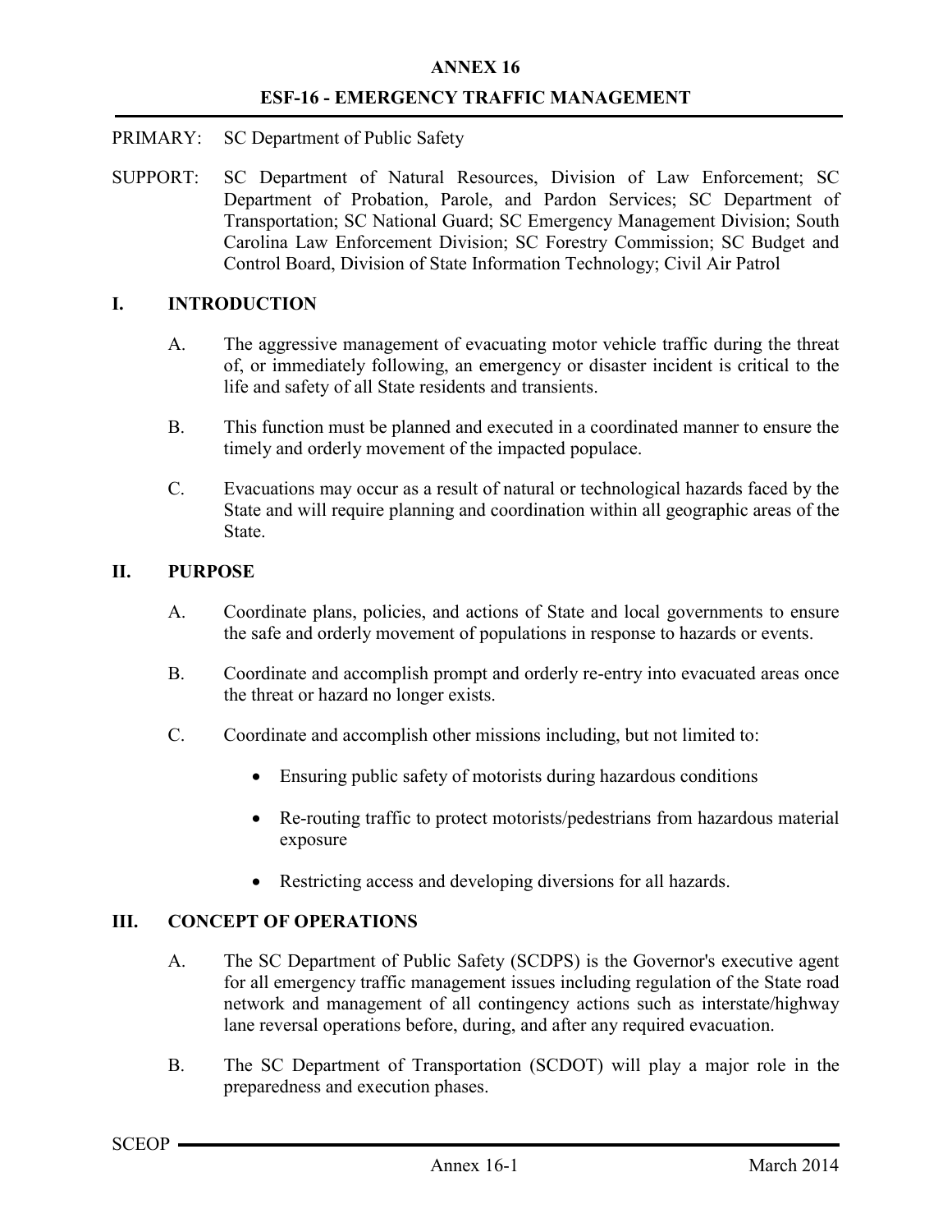# ANNEX 16

## ESF-16 - EMERGENCY TRAFFIC MANAGEMENT

PRIMARY: SC Department of Public Safety

SUPPORT: SC Department of Natural Resources, Division of Law Enforcement; SC Department of Probation, Parole, and Pardon Services; SC Department of Transportation; SC National Guard; SC Emergency Management Division; South Carolina Law Enforcement Division; SC Forestry Commission; SC Budget and Control Board, Division of State Information Technology; Civil Air Patrol

## I. INTRODUCTION

A. The aggressive management of evacuating motor vehicle traffic during the threat of, or immediately following, an emergency or disaster incident is critical to the life and safety of all State residents and transients.

B. This function must be planned and executed in a coordinated manner to ensure the timely and orderly movement of the impacted populace.

C. Evacuations may occur as a result of natural or technological hazards faced by the State and will require planning and coordination within all geographic areas of the State.

## II. PURPOSE

A. Coordinate plans, policies, and actions of State and local governments to ensure the safe and orderly movement of populations in response to hazards or events.

B. Coordinate and accomplish prompt and orderly re-entry into evacuated areas once the threat or hazard no longer exists.

C. Coordinate and accomplish other missions including, but not limited to:

- Ensuring public safety of motorists during hazardous conditions
- Re-routing traffic to protect motorists/pedestrians from hazardous material exposure
- Restricting access and developing diversions for all hazards.

## III. CONCEPT OF OPERATIONS

A. The SC Department of Public Safety (SCDPS) is the Governor's executive agent for all emergency traffic management issues including regulation of the State road network and management of all contingency actions such as interstate/highway lane reversal operations before, during, and after any required evacuation.

B. The SC Department of Transportation (SCDOT) will play a major role in the preparedness and execution phases.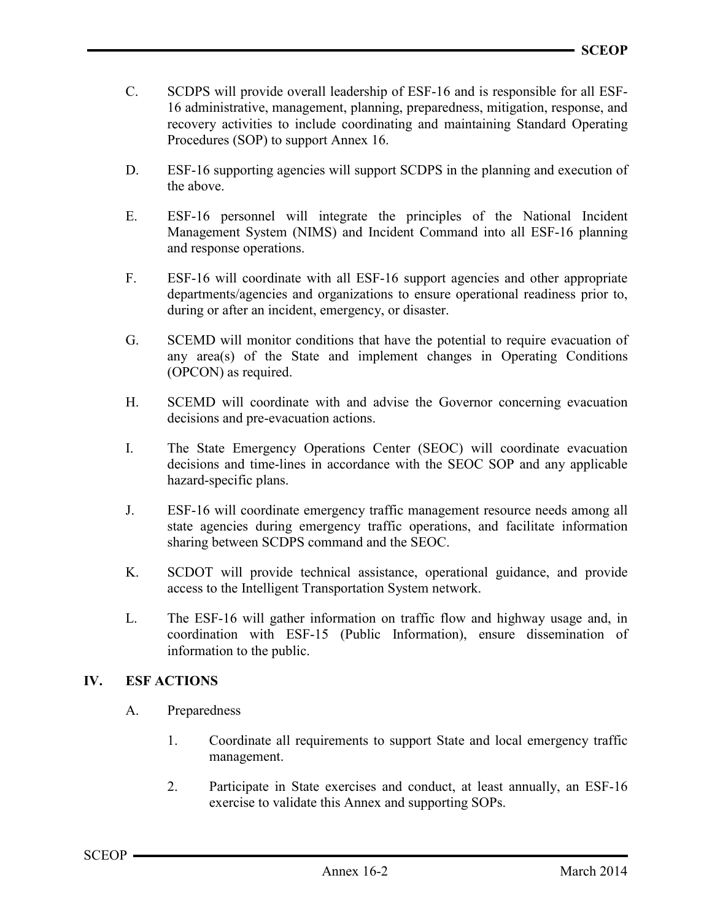C. SCDPS will provide overall leadership of ESF-16 and is responsible for all ESF-16 administrative, management, planning, preparedness, mitigation, response, and recovery activities to include coordinating and maintaining Standard Operating Procedures (SOP) to support Annex 16.

D. ESF-16 supporting agencies will support SCDPS in the planning and execution of the above.

E. ESF-16 personnel will integrate the principles of the National Incident Management System (NIMS) and Incident Command into all ESF-16 planning and response operations.

F. ESF-16 will coordinate with all ESF-16 support agencies and other appropriate departments/agencies and organizations to ensure operational readiness prior to, during or after an incident, emergency, or disaster.

G. SCEMD will monitor conditions that have the potential to require evacuation of any area(s) of the State and implement changes in Operating Conditions (OPCON) as required.

H. SCEMD will coordinate with and advise the Governor concerning evacuation decisions and pre-evacuation actions.

I. The State Emergency Operations Center (SEOC) will coordinate evacuation decisions and time-lines in accordance with the SEOC SOP and any applicable hazard-specific plans.

J. ESF-16 will coordinate emergency traffic management resource needs among all state agencies during emergency traffic operations, and facilitate information sharing between SCDPS command and the SEOC.

K. SCDOT will provide technical assistance, operational guidance, and provide access to the Intelligent Transportation System network.

L. The ESF-16 will gather information on traffic flow and highway usage and, in coordination with ESF-15 (Public Information), ensure dissemination of information to the public.

## IV. ESF ACTIONS

A. Preparedness

1. Coordinate all requirements to support State and local emergency traffic management.

2. Participate in State exercises and conduct, at least annually, an ESF-16 exercise to validate this Annex and supporting SOPs.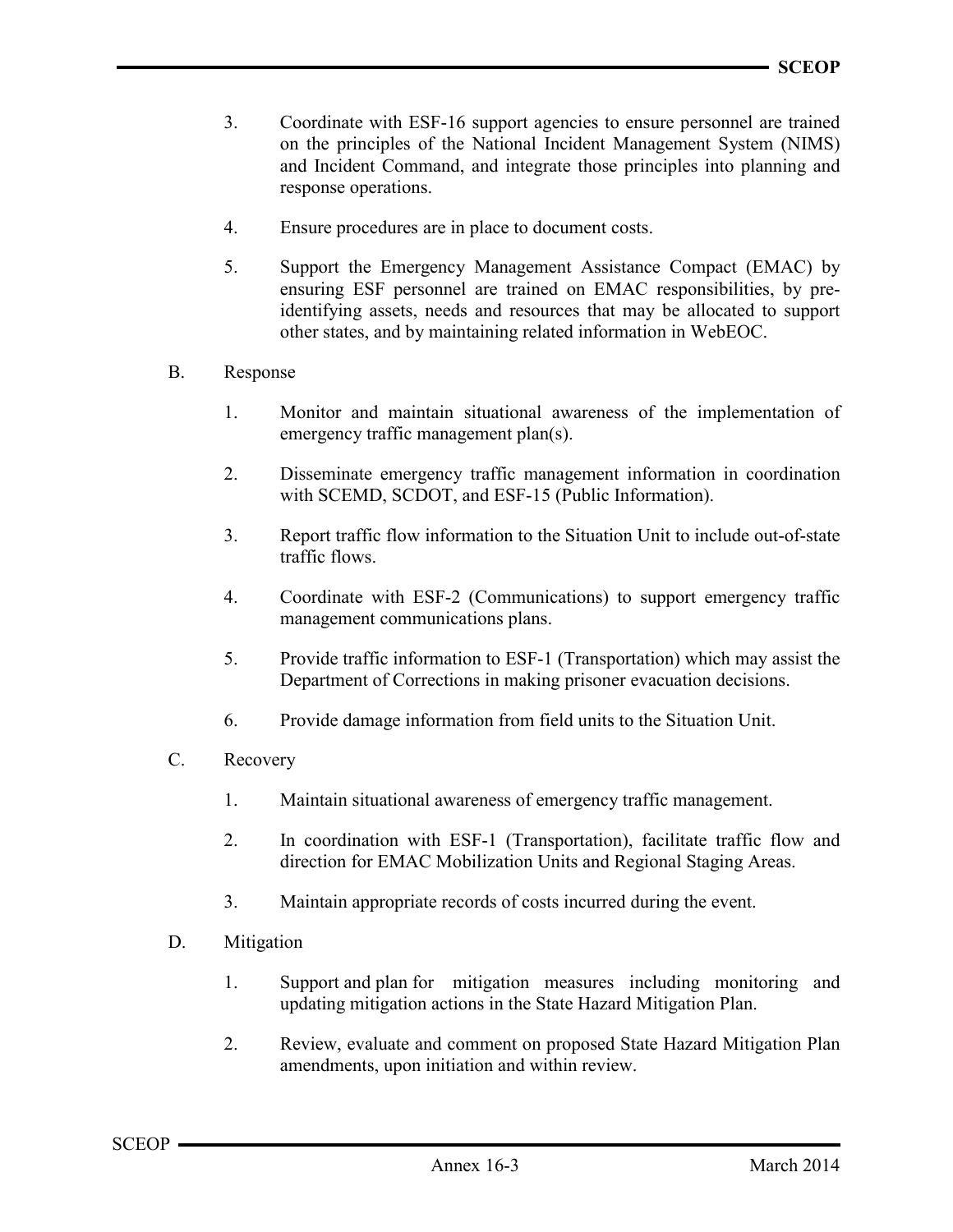3. Coordinate with ESF-16 support agencies to ensure personnel are trained on the principles of the National Incident Management System (NIMS) and Incident Command, and integrate those principles into planning and response operations.

4. Ensure procedures are in place to document costs.

5. Support the Emergency Management Assistance Compact (EMAC) by ensuring ESF personnel are trained on EMAC responsibilities, by pre-identifying assets, needs and resources that may be allocated to support other states, and by maintaining related information in WebEOC.

B. Response

1. Monitor and maintain situational awareness of the implementation of emergency traffic management plan(s).

2. Disseminate emergency traffic management information in coordination with SCEMD, SCDOT, and ESF-15 (Public Information).

3. Report traffic flow information to the Situation Unit to include out-of-state traffic flows.

4. Coordinate with ESF-2 (Communications) to support emergency traffic management communications plans.

5. Provide traffic information to ESF-1 (Transportation) which may assist the Department of Corrections in making prisoner evacuation decisions.

6. Provide damage information from field units to the Situation Unit.

C. Recovery

1. Maintain situational awareness of emergency traffic management.

2. In coordination with ESF-1 (Transportation), facilitate traffic flow and direction for EMAC Mobilization Units and Regional Staging Areas.

3. Maintain appropriate records of costs incurred during the event.

D. Mitigation

1. Support and plan for mitigation measures including monitoring and updating mitigation actions in the State Hazard Mitigation Plan.

2. Review, evaluate and comment on proposed State Hazard Mitigation Plan amendments, upon initiation and within review.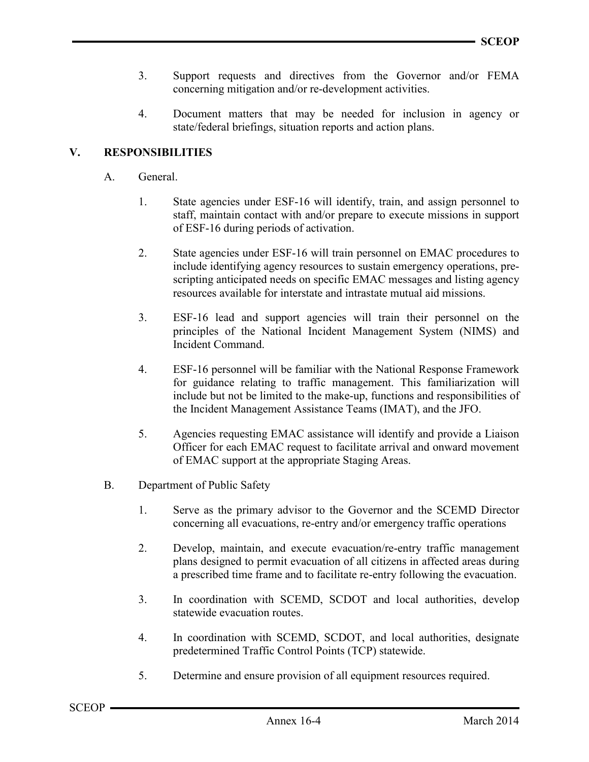3. Support requests and directives from the Governor and/or FEMA concerning mitigation and/or re-development activities.

4. Document matters that may be needed for inclusion in agency or state/federal briefings, situation reports and action plans.

## V. RESPONSIBILITIES

A. General.

1. State agencies under ESF-16 will identify, train, and assign personnel to staff, maintain contact with and/or prepare to execute missions in support of ESF-16 during periods of activation.

2. State agencies under ESF-16 will train personnel on EMAC procedures to include identifying agency resources to sustain emergency operations, pre-scripting anticipated needs on specific EMAC messages and listing agency resources available for interstate and intrastate mutual aid missions.

3. ESF-16 lead and support agencies will train their personnel on the principles of the National Incident Management System (NIMS) and Incident Command.

4. ESF-16 personnel will be familiar with the National Response Framework for guidance relating to traffic management. This familiarization will include but not be limited to the make-up, functions and responsibilities of the Incident Management Assistance Teams (IMAT), and the JFO.

5. Agencies requesting EMAC assistance will identify and provide a Liaison Officer for each EMAC request to facilitate arrival and onward movement of EMAC support at the appropriate Staging Areas.

B. Department of Public Safety

1. Serve as the primary advisor to the Governor and the SCEMD Director concerning all evacuations, re-entry and/or emergency traffic operations

2. Develop, maintain, and execute evacuation/re-entry traffic management plans designed to permit evacuation of all citizens in affected areas during a prescribed time frame and to facilitate re-entry following the evacuation.

3. In coordination with SCEMD, SCDOT and local authorities, develop statewide evacuation routes.

4. In coordination with SCEMD, SCDOT, and local authorities, designate predetermined Traffic Control Points (TCP) statewide.

5. Determine and ensure provision of all equipment resources required.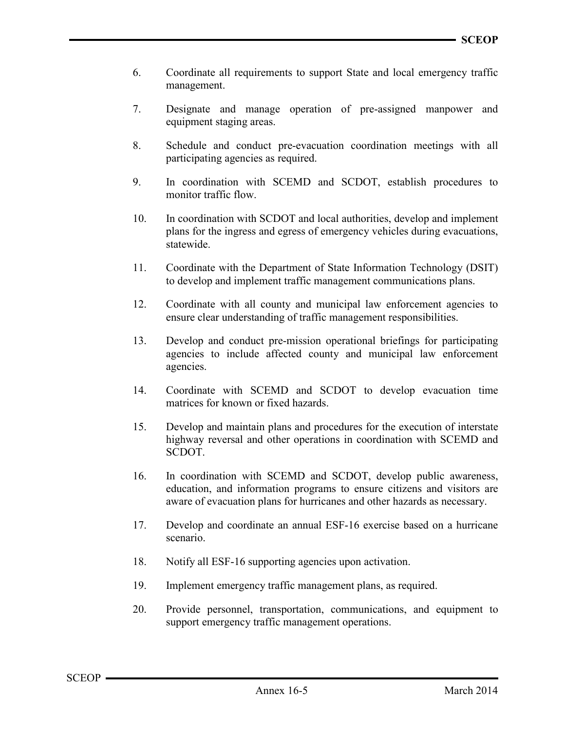6. Coordinate all requirements to support State and local emergency traffic management.

7. Designate and manage operation of pre-assigned manpower and equipment staging areas.

8. Schedule and conduct pre-evacuation coordination meetings with all participating agencies as required.

9. In coordination with SCEMD and SCDOT, establish procedures to monitor traffic flow.

10. In coordination with SCDOT and local authorities, develop and implement plans for the ingress and egress of emergency vehicles during evacuations, statewide.

11. Coordinate with the Department of State Information Technology (DSIT) to develop and implement traffic management communications plans.

12. Coordinate with all county and municipal law enforcement agencies to ensure clear understanding of traffic management responsibilities.

13. Develop and conduct pre-mission operational briefings for participating agencies to include affected county and municipal law enforcement agencies.

14. Coordinate with SCEMD and SCDOT to develop evacuation time matrices for known or fixed hazards.

15. Develop and maintain plans and procedures for the execution of interstate highway reversal and other operations in coordination with SCEMD and SCDOT.

16. In coordination with SCEMD and SCDOT, develop public awareness, education, and information programs to ensure citizens and visitors are aware of evacuation plans for hurricanes and other hazards as necessary.

17. Develop and coordinate an annual ESF-16 exercise based on a hurricane scenario.

18. Notify all ESF-16 supporting agencies upon activation.

19. Implement emergency traffic management plans, as required.

20. Provide personnel, transportation, communications, and equipment to support emergency traffic management operations.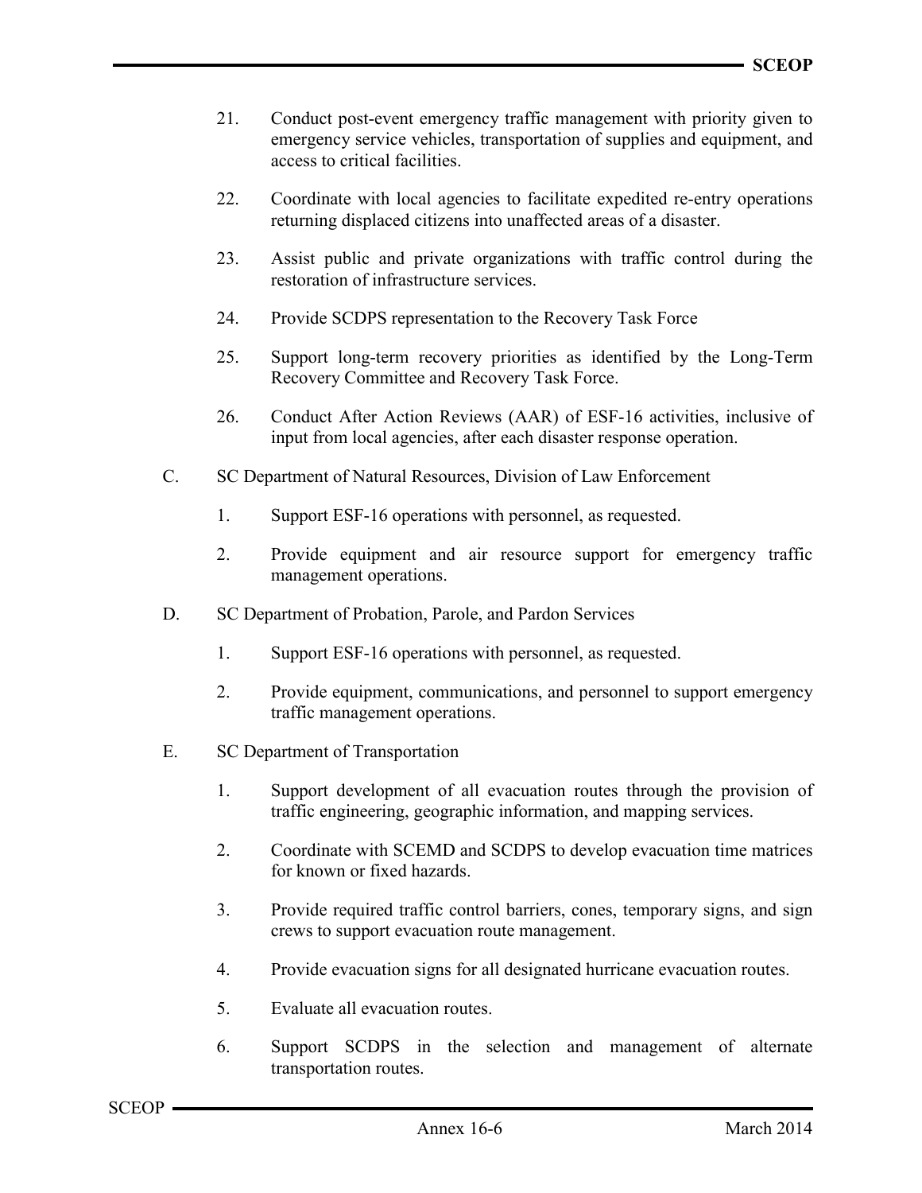21. Conduct post-event emergency traffic management with priority given to emergency service vehicles, transportation of supplies and equipment, and access to critical facilities.

22. Coordinate with local agencies to facilitate expedited re-entry operations returning displaced citizens into unaffected areas of a disaster.

23. Assist public and private organizations with traffic control during the restoration of infrastructure services.

24. Provide SCDPS representation to the Recovery Task Force

25. Support long-term recovery priorities as identified by the Long-Term Recovery Committee and Recovery Task Force.

26. Conduct After Action Reviews (AAR) of ESF-16 activities, inclusive of input from local agencies, after each disaster response operation.

C. SC Department of Natural Resources, Division of Law Enforcement

1. Support ESF-16 operations with personnel, as requested.

2. Provide equipment and air resource support for emergency traffic management operations.

D. SC Department of Probation, Parole, and Pardon Services

1. Support ESF-16 operations with personnel, as requested.

2. Provide equipment, communications, and personnel to support emergency traffic management operations.

E. SC Department of Transportation

1. Support development of all evacuation routes through the provision of traffic engineering, geographic information, and mapping services.

2. Coordinate with SCEMD and SCDPS to develop evacuation time matrices for known or fixed hazards.

3. Provide required traffic control barriers, cones, temporary signs, and sign crews to support evacuation route management.

4. Provide evacuation signs for all designated hurricane evacuation routes.

5. Evaluate all evacuation routes.

6. Support SCDPS in the selection and management of alternate transportation routes.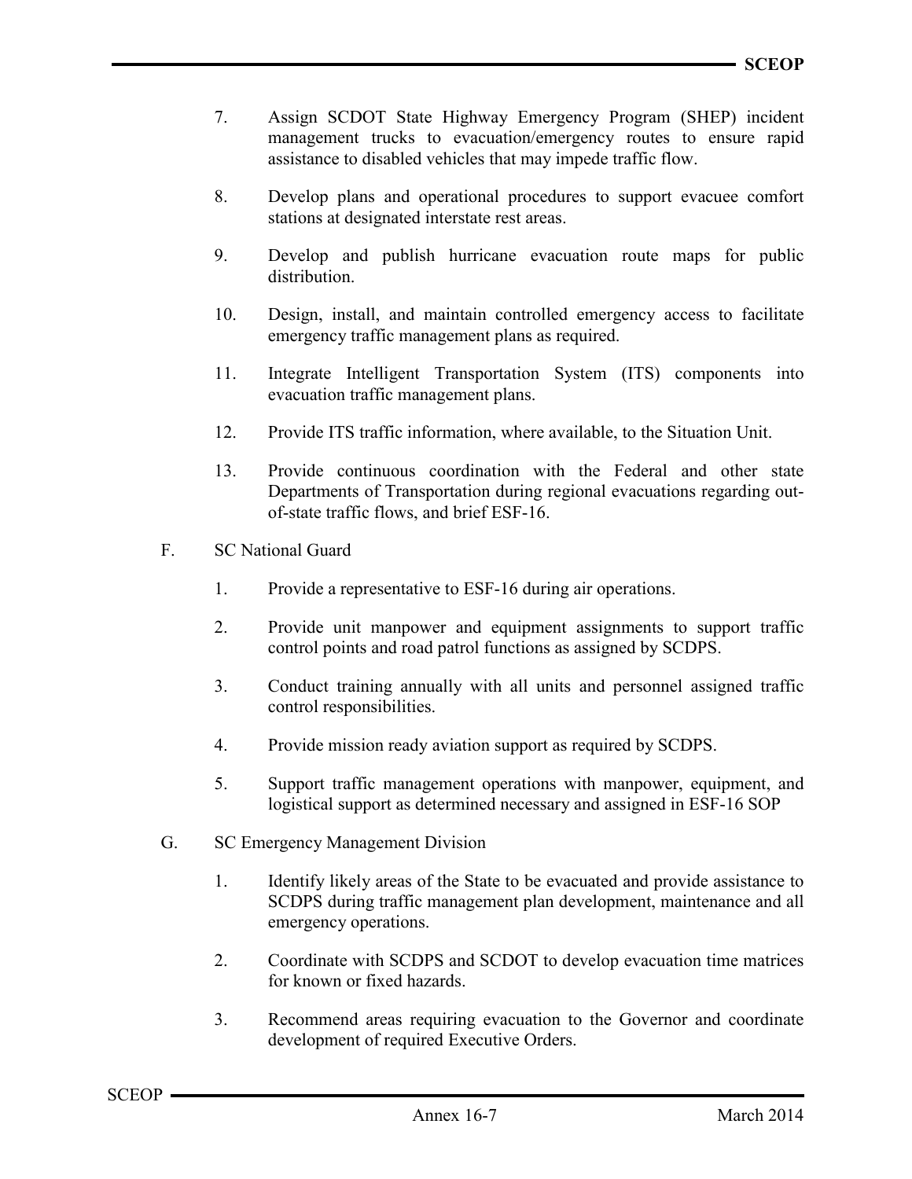7. Assign SCDOT State Highway Emergency Program (SHEP) incident management trucks to evacuation/emergency routes to ensure rapid assistance to disabled vehicles that may impede traffic flow.

8. Develop plans and operational procedures to support evacuee comfort stations at designated interstate rest areas.

9. Develop and publish hurricane evacuation route maps for public distribution.

10. Design, install, and maintain controlled emergency access to facilitate emergency traffic management plans as required.

11. Integrate Intelligent Transportation System (ITS) components into evacuation traffic management plans.

12. Provide ITS traffic information, where available, to the Situation Unit.

13. Provide continuous coordination with the Federal and other state Departments of Transportation during regional evacuations regarding out-of-state traffic flows, and brief ESF-16.

F. SC National Guard

1. Provide a representative to ESF-16 during air operations.

2. Provide unit manpower and equipment assignments to support traffic control points and road patrol functions as assigned by SCDPS.

3. Conduct training annually with all units and personnel assigned traffic control responsibilities.

4. Provide mission ready aviation support as required by SCDPS.

5. Support traffic management operations with manpower, equipment, and logistical support as determined necessary and assigned in ESF-16 SOP

G. SC Emergency Management Division

1. Identify likely areas of the State to be evacuated and provide assistance to SCDPS during traffic management plan development, maintenance and all emergency operations.

2. Coordinate with SCDPS and SCDOT to develop evacuation time matrices for known or fixed hazards.

3. Recommend areas requiring evacuation to the Governor and coordinate development of required Executive Orders.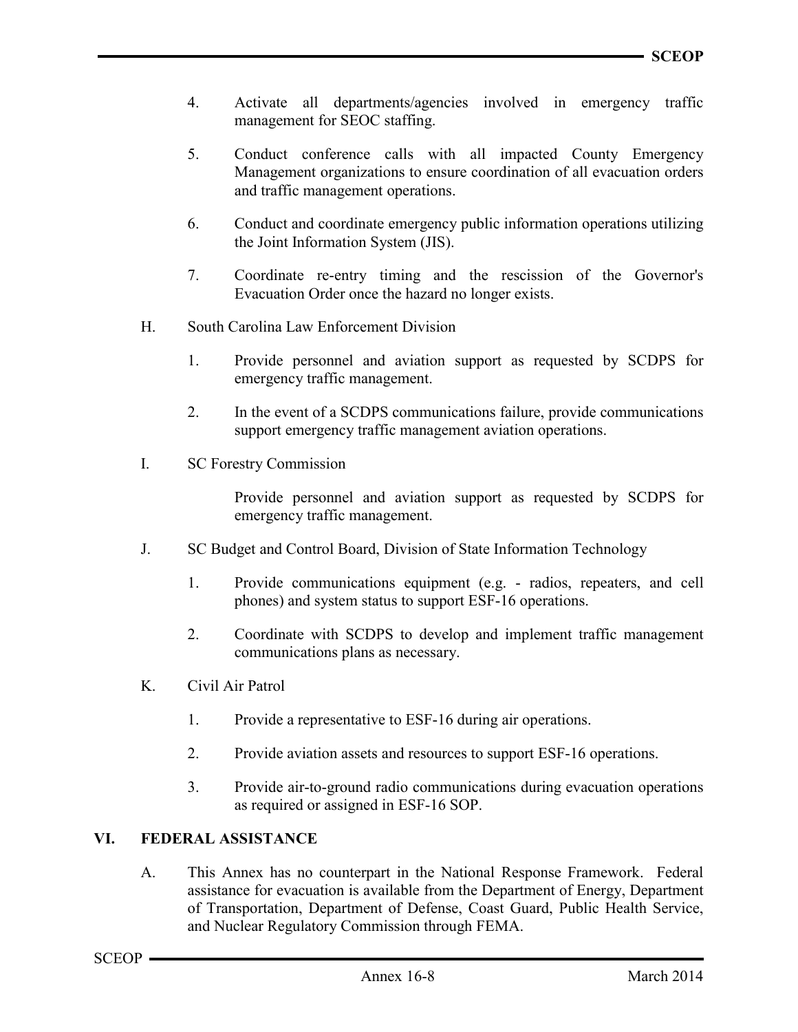4. Activate all departments/agencies involved in emergency traffic management for SEOC staffing.

5. Conduct conference calls with all impacted County Emergency Management organizations to ensure coordination of all evacuation orders and traffic management operations.

6. Conduct and coordinate emergency public information operations utilizing the Joint Information System (JIS).

7. Coordinate re-entry timing and the rescission of the Governor's Evacuation Order once the hazard no longer exists.

H. South Carolina Law Enforcement Division

1. Provide personnel and aviation support as requested by SCDPS for emergency traffic management.

2. In the event of a SCDPS communications failure, provide communications support emergency traffic management aviation operations.

I. SC Forestry Commission

Provide personnel and aviation support as requested by SCDPS for emergency traffic management.

J. SC Budget and Control Board, Division of State Information Technology

1. Provide communications equipment (e.g. - radios, repeaters, and cell phones) and system status to support ESF-16 operations.

2. Coordinate with SCDPS to develop and implement traffic management communications plans as necessary.

K. Civil Air Patrol

1. Provide a representative to ESF-16 during air operations.

2. Provide aviation assets and resources to support ESF-16 operations.

3. Provide air-to-ground radio communications during evacuation operations as required or assigned in ESF-16 SOP.

## VI. FEDERAL ASSISTANCE

A. This Annex has no counterpart in the National Response Framework. Federal assistance for evacuation is available from the Department of Energy, Department of Transportation, Department of Defense, Coast Guard, Public Health Service, and Nuclear Regulatory Commission through FEMA.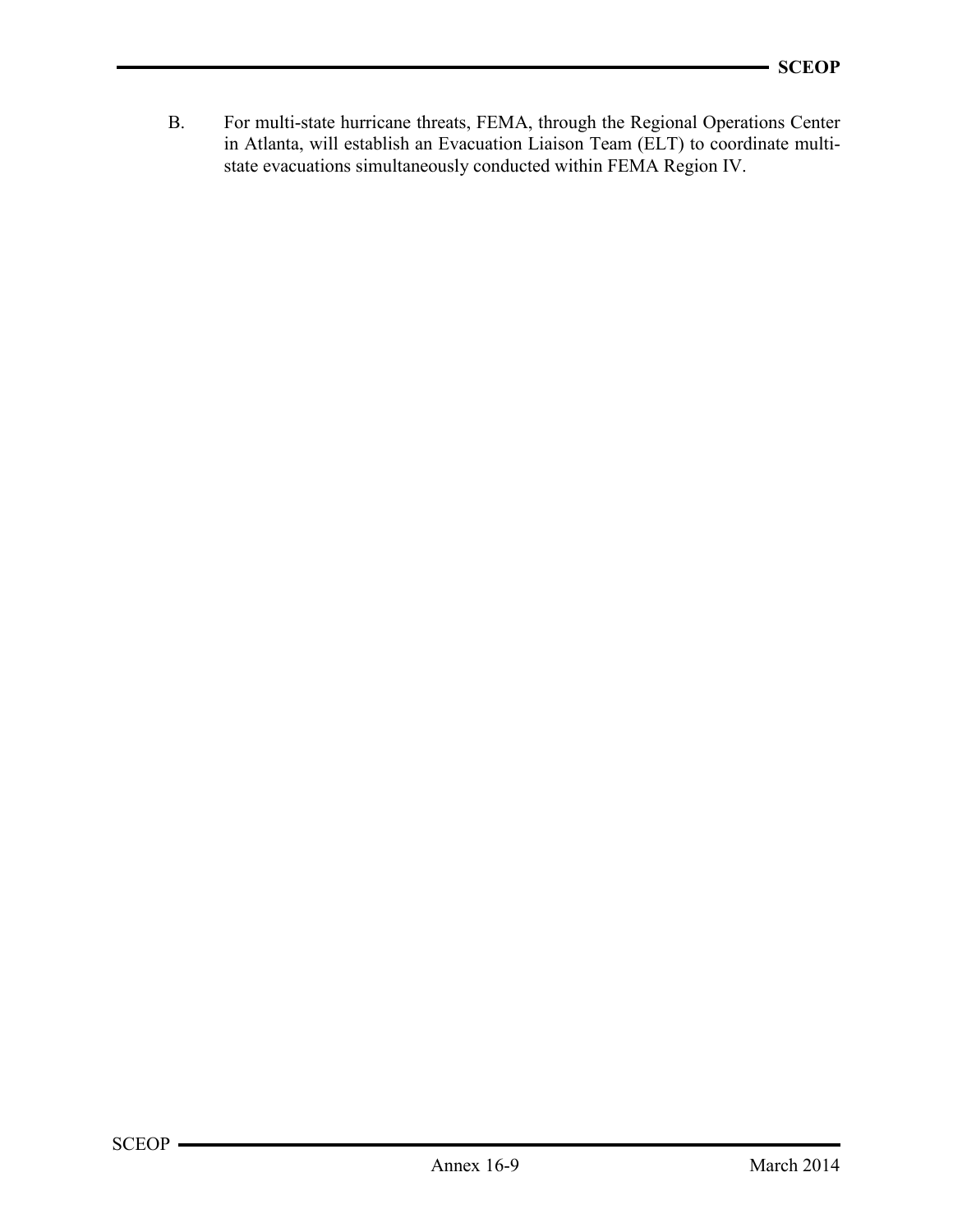B. For multi-state hurricane threats, FEMA, through the Regional Operations Center in Atlanta, will establish an Evacuation Liaison Team (ELT) to coordinate multi-state evacuations simultaneously conducted within FEMA Region IV.